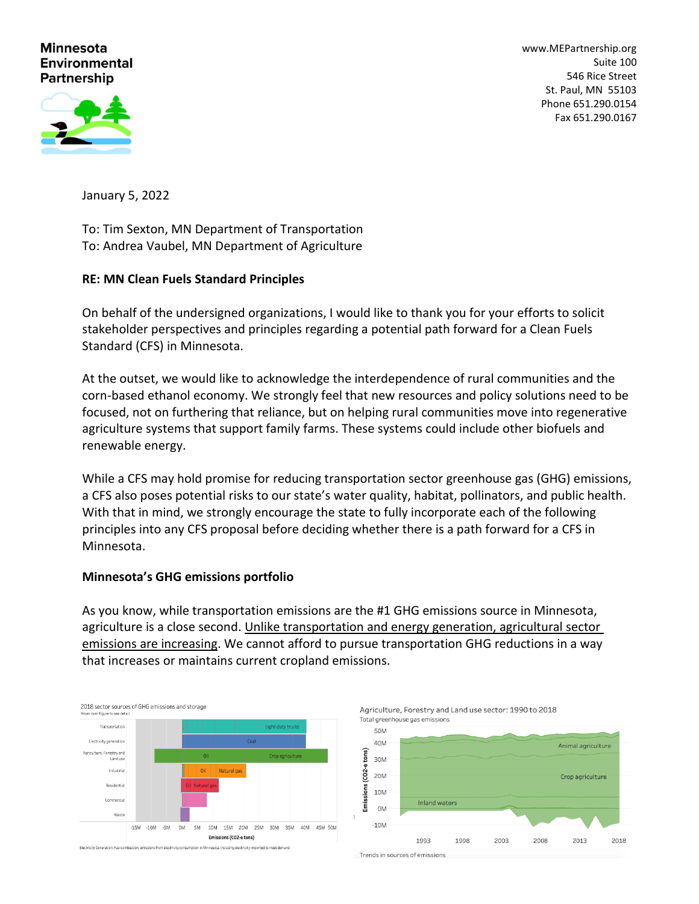**Minnesota Environmental Partnership**

www.MEPartnership.org
Suite 100
546 Rice Street
St. Paul, MN 55103
Phone 651.290.0154
Fax 651.290.0167

January 5, 2022

To: Tim Sexton, MN Department of Transportation
To: Andrea Vaubel, MN Department of Agriculture

**RE: MN Clean Fuels Standard Principles**

On behalf of the undersigned organizations, I would like to thank you for your efforts to solicit stakeholder perspectives and principles regarding a potential path forward for a Clean Fuels Standard (CFS) in Minnesota.

At the outset, we would like to acknowledge the interdependence of rural communities and the corn-based ethanol economy. We strongly feel that new resources and policy solutions need to be focused, not on furthering that reliance, but on helping rural communities move into regenerative agriculture systems that support family farms. These systems could include other biofuels and renewable energy.

While a CFS may hold promise for reducing transportation sector greenhouse gas (GHG) emissions, a CFS also poses potential risks to our state's water quality, habitat, pollinators, and public health. With that in mind, we strongly encourage the state to fully incorporate each of the following principles into any CFS proposal before deciding whether there is a path forward for a CFS in Minnesota.

**Minnesota's GHG emissions portfolio**

As you know, while transportation emissions are the #1 GHG emissions source in Minnesota, agriculture is a close second. Unlike transportation and energy generation, agricultural sector emissions are increasing. We cannot afford to pursue transportation GHG reductions in a way that increases or maintains current cropland emissions.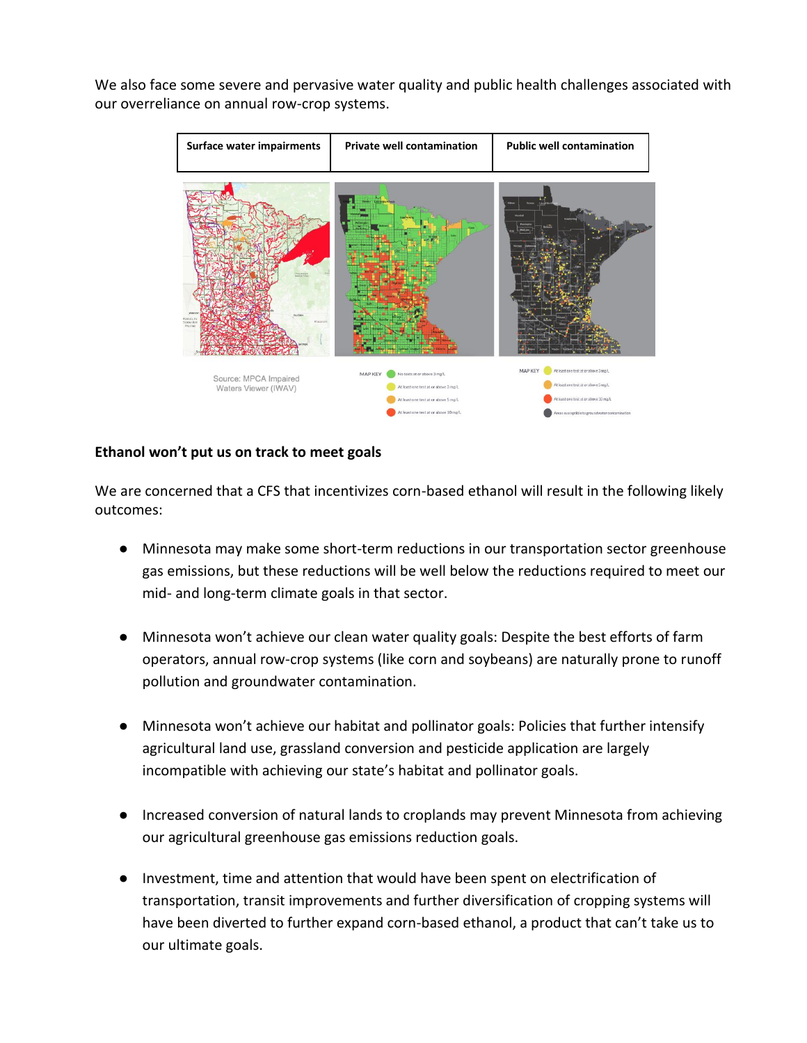We also face some severe and pervasive water quality and public health challenges associated with our overreliance on annual row-crop systems.

| Surface water impairments | Private well contamination | Public well contamination |
| --- | --- | --- |

Source: MPCA Impaired Waters Viewer (IWAV)

MAP KEY
- No tests at or above 3 mg/L
- At least one test at or above 3 mg/L
- At least one test at or above 5 mg/L
- At least one test at or above 10 mg/L

MAP KEY
- At least one test at or above 3 mg/L
- At least one test at or above 5 mg/L
- At least one test at or above 10 mg/L
- Areas susceptible to groundwater contamination

**Ethanol won't put us on track to meet goals**

We are concerned that a CFS that incentivizes corn-based ethanol will result in the following likely outcomes:

- Minnesota may make some short-term reductions in our transportation sector greenhouse gas emissions, but these reductions will be well below the reductions required to meet our mid- and long-term climate goals in that sector.
- Minnesota won't achieve our clean water quality goals: Despite the best efforts of farm operators, annual row-crop systems (like corn and soybeans) are naturally prone to runoff pollution and groundwater contamination.
- Minnesota won't achieve our habitat and pollinator goals: Policies that further intensify agricultural land use, grassland conversion and pesticide application are largely incompatible with achieving our state's habitat and pollinator goals.
- Increased conversion of natural lands to croplands may prevent Minnesota from achieving our agricultural greenhouse gas emissions reduction goals.
- Investment, time and attention that would have been spent on electrification of transportation, transit improvements and further diversification of cropping systems will have been diverted to further expand corn-based ethanol, a product that can't take us to our ultimate goals.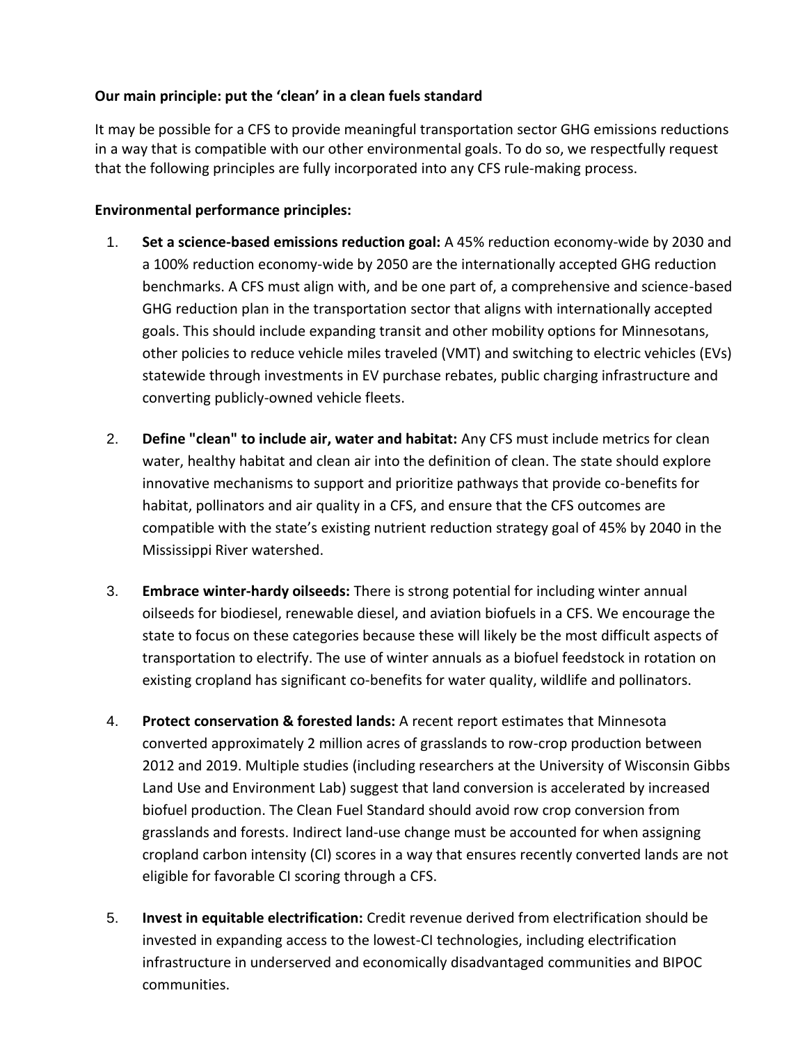**Our main principle: put the 'clean' in a clean fuels standard**

It may be possible for a CFS to provide meaningful transportation sector GHG emissions reductions in a way that is compatible with our other environmental goals. To do so, we respectfully request that the following principles are fully incorporated into any CFS rule-making process.

**Environmental performance principles:**

1. **Set a science-based emissions reduction goal:** A 45% reduction economy-wide by 2030 and a 100% reduction economy-wide by 2050 are the internationally accepted GHG reduction benchmarks. A CFS must align with, and be one part of, a comprehensive and science-based GHG reduction plan in the transportation sector that aligns with internationally accepted goals. This should include expanding transit and other mobility options for Minnesotans, other policies to reduce vehicle miles traveled (VMT) and switching to electric vehicles (EVs) statewide through investments in EV purchase rebates, public charging infrastructure and converting publicly-owned vehicle fleets.

2. **Define "clean" to include air, water and habitat:** Any CFS must include metrics for clean water, healthy habitat and clean air into the definition of clean. The state should explore innovative mechanisms to support and prioritize pathways that provide co-benefits for habitat, pollinators and air quality in a CFS, and ensure that the CFS outcomes are compatible with the state's existing nutrient reduction strategy goal of 45% by 2040 in the Mississippi River watershed.

3. **Embrace winter-hardy oilseeds:** There is strong potential for including winter annual oilseeds for biodiesel, renewable diesel, and aviation biofuels in a CFS. We encourage the state to focus on these categories because these will likely be the most difficult aspects of transportation to electrify. The use of winter annuals as a biofuel feedstock in rotation on existing cropland has significant co-benefits for water quality, wildlife and pollinators.

4. **Protect conservation & forested lands:** A recent report estimates that Minnesota converted approximately 2 million acres of grasslands to row-crop production between 2012 and 2019. Multiple studies (including researchers at the University of Wisconsin Gibbs Land Use and Environment Lab) suggest that land conversion is accelerated by increased biofuel production. The Clean Fuel Standard should avoid row crop conversion from grasslands and forests. Indirect land-use change must be accounted for when assigning cropland carbon intensity (CI) scores in a way that ensures recently converted lands are not eligible for favorable CI scoring through a CFS.

5. **Invest in equitable electrification:** Credit revenue derived from electrification should be invested in expanding access to the lowest-CI technologies, including electrification infrastructure in underserved and economically disadvantaged communities and BIPOC communities.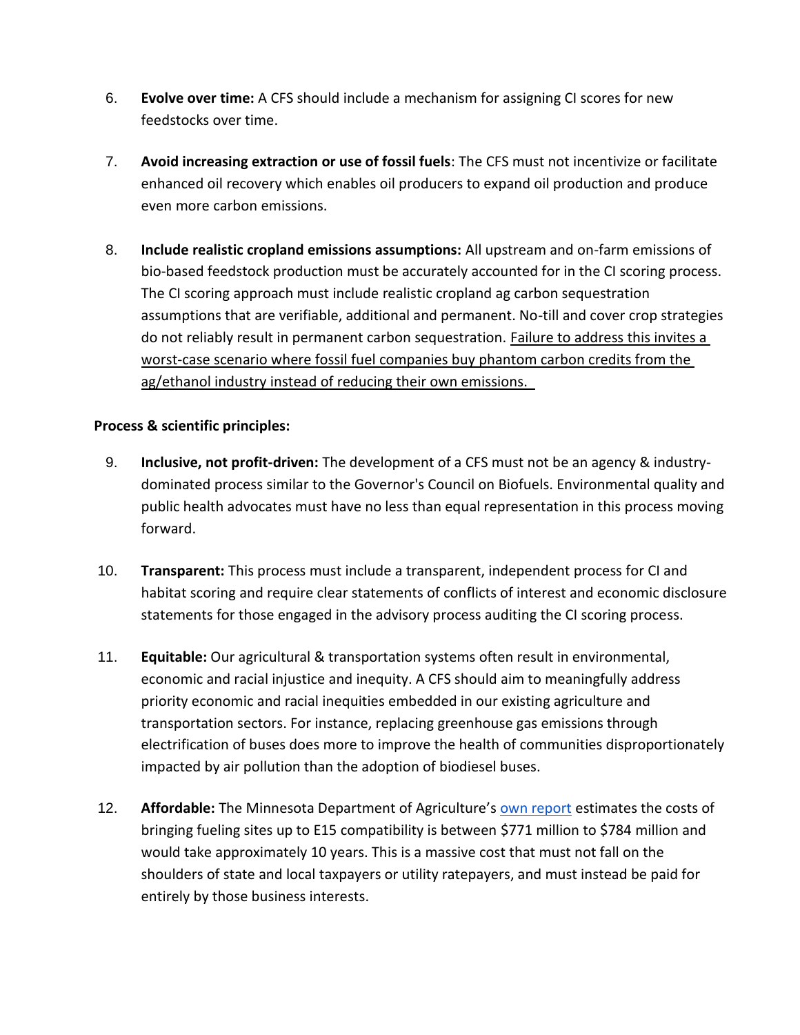6. **Evolve over time:** A CFS should include a mechanism for assigning CI scores for new feedstocks over time.

7. **Avoid increasing extraction or use of fossil fuels**: The CFS must not incentivize or facilitate enhanced oil recovery which enables oil producers to expand oil production and produce even more carbon emissions.

8. **Include realistic cropland emissions assumptions:** All upstream and on-farm emissions of bio-based feedstock production must be accurately accounted for in the CI scoring process. The CI scoring approach must include realistic cropland ag carbon sequestration assumptions that are verifiable, additional and permanent. No-till and cover crop strategies do not reliably result in permanent carbon sequestration. <u>Failure to address this invites a worst-case scenario where fossil fuel companies buy phantom carbon credits from the ag/ethanol industry instead of reducing their own emissions.</u>

**Process & scientific principles:**

9. **Inclusive, not profit-driven:** The development of a CFS must not be an agency & industry-dominated process similar to the Governor's Council on Biofuels. Environmental quality and public health advocates must have no less than equal representation in this process moving forward.

10. **Transparent:** This process must include a transparent, independent process for CI and habitat scoring and require clear statements of conflicts of interest and economic disclosure statements for those engaged in the advisory process auditing the CI scoring process.

11. **Equitable:** Our agricultural & transportation systems often result in environmental, economic and racial injustice and inequity. A CFS should aim to meaningfully address priority economic and racial inequities embedded in our existing agriculture and transportation sectors. For instance, replacing greenhouse gas emissions through electrification of buses does more to improve the health of communities disproportionately impacted by air pollution than the adoption of biodiesel buses.

12. **Affordable:** The Minnesota Department of Agriculture's own report estimates the costs of bringing fueling sites up to E15 compatibility is between $771 million to $784 million and would take approximately 10 years. This is a massive cost that must not fall on the shoulders of state and local taxpayers or utility ratepayers, and must instead be paid for entirely by those business interests.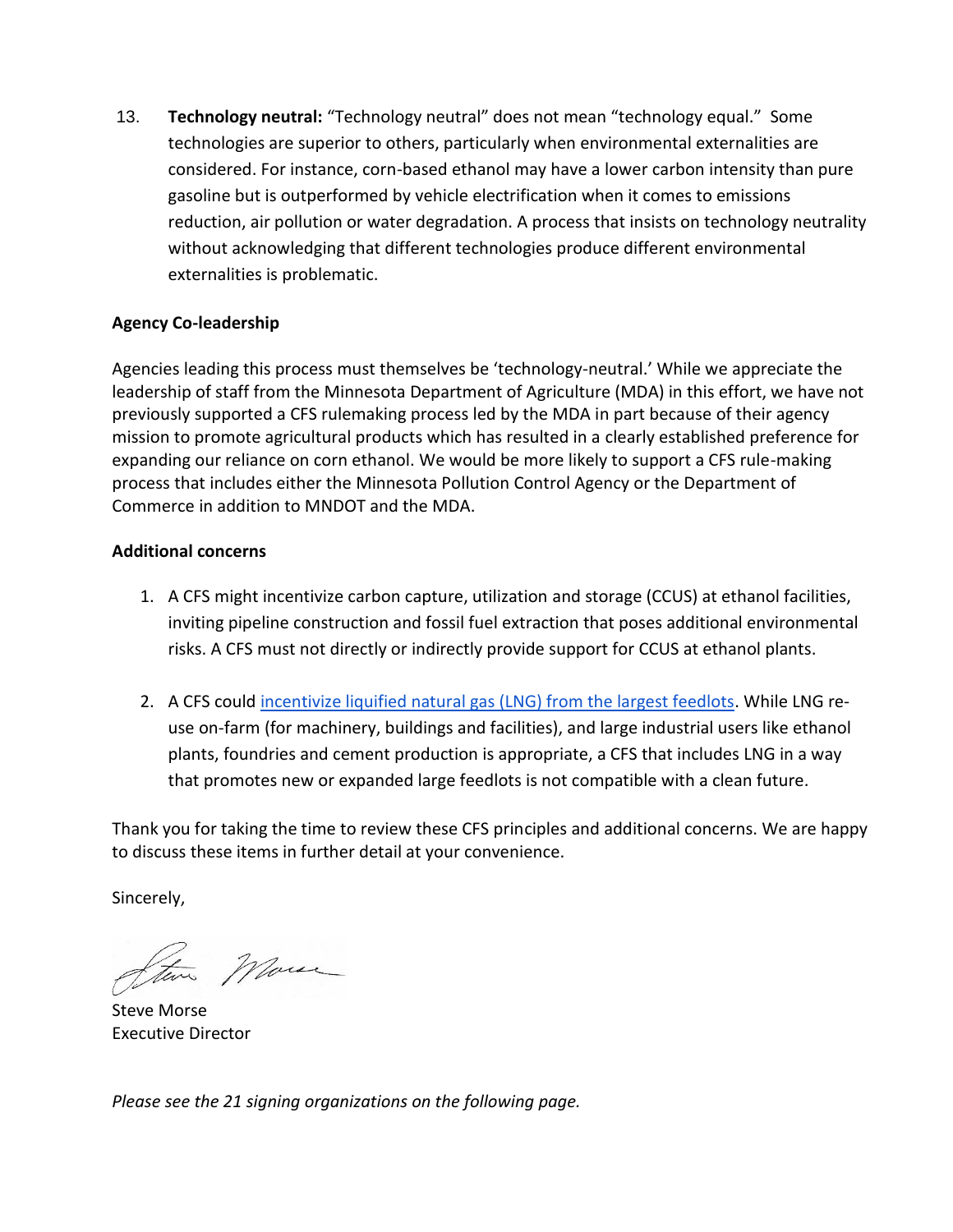13. **Technology neutral:** "Technology neutral" does not mean "technology equal." Some technologies are superior to others, particularly when environmental externalities are considered. For instance, corn-based ethanol may have a lower carbon intensity than pure gasoline but is outperformed by vehicle electrification when it comes to emissions reduction, air pollution or water degradation. A process that insists on technology neutrality without acknowledging that different technologies produce different environmental externalities is problematic.

**Agency Co-leadership**

Agencies leading this process must themselves be 'technology-neutral.' While we appreciate the leadership of staff from the Minnesota Department of Agriculture (MDA) in this effort, we have not previously supported a CFS rulemaking process led by the MDA in part because of their agency mission to promote agricultural products which has resulted in a clearly established preference for expanding our reliance on corn ethanol. We would be more likely to support a CFS rule-making process that includes either the Minnesota Pollution Control Agency or the Department of Commerce in addition to MNDOT and the MDA.

**Additional concerns**

1. A CFS might incentivize carbon capture, utilization and storage (CCUS) at ethanol facilities, inviting pipeline construction and fossil fuel extraction that poses additional environmental risks. A CFS must not directly or indirectly provide support for CCUS at ethanol plants.

2. A CFS could incentivize liquified natural gas (LNG) from the largest feedlots. While LNG re-use on-farm (for machinery, buildings and facilities), and large industrial users like ethanol plants, foundries and cement production is appropriate, a CFS that includes LNG in a way that promotes new or expanded large feedlots is not compatible with a clean future.

Thank you for taking the time to review these CFS principles and additional concerns. We are happy to discuss these items in further detail at your convenience.

Sincerely,

Steve Morse
Executive Director

*Please see the 21 signing organizations on the following page.*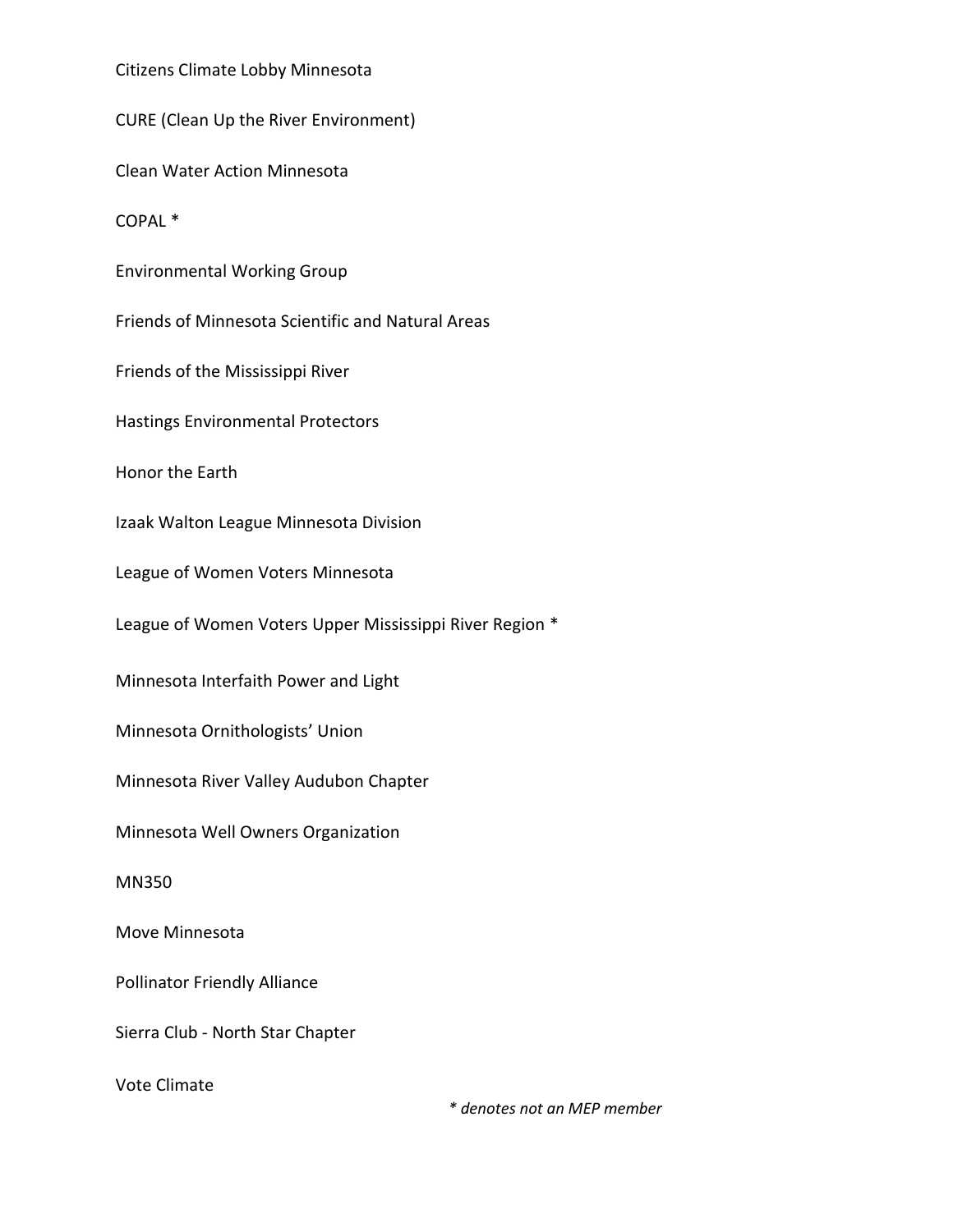Citizens Climate Lobby Minnesota

CURE (Clean Up the River Environment)

Clean Water Action Minnesota

COPAL *

Environmental Working Group

Friends of Minnesota Scientific and Natural Areas

Friends of the Mississippi River

Hastings Environmental Protectors

Honor the Earth

Izaak Walton League Minnesota Division

League of Women Voters Minnesota

League of Women Voters Upper Mississippi River Region *

Minnesota Interfaith Power and Light

Minnesota Ornithologists' Union

Minnesota River Valley Audubon Chapter

Minnesota Well Owners Organization

MN350

Move Minnesota

Pollinator Friendly Alliance

Sierra Club - North Star Chapter

Vote Climate

*\* denotes not an MEP member*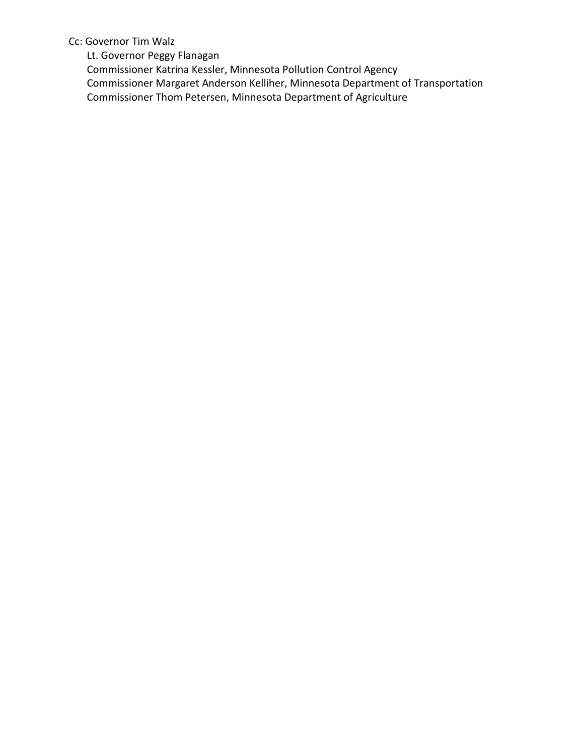Cc: Governor Tim Walz
Lt. Governor Peggy Flanagan
Commissioner Katrina Kessler, Minnesota Pollution Control Agency
Commissioner Margaret Anderson Kelliher, Minnesota Department of Transportation
Commissioner Thom Petersen, Minnesota Department of Agriculture